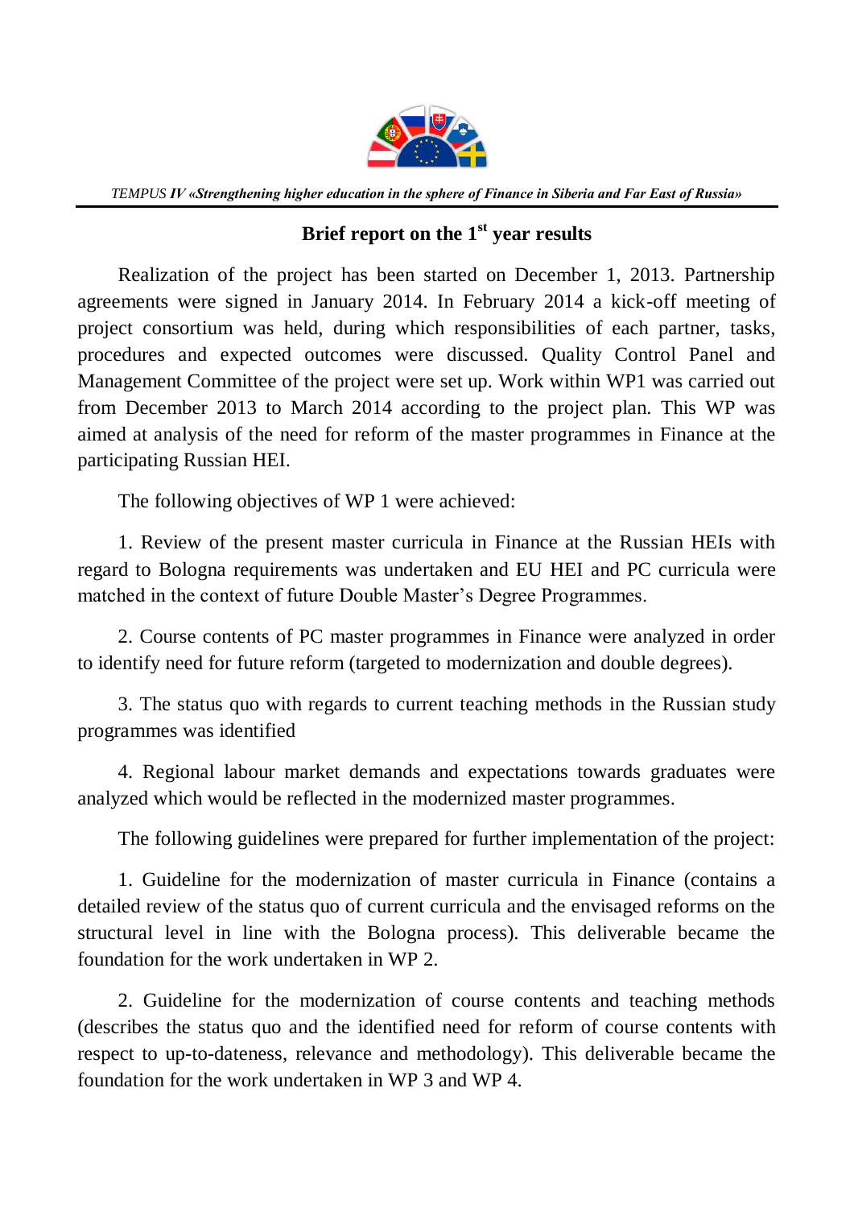*TEMPUS **IV «Strengthening higher education in the sphere of Finance in Siberia and Far East of Russia»***

## Brief report on the 1st year results

Realization of the project has been started on December 1, 2013. Partnership agreements were signed in January 2014. In February 2014 a kick-off meeting of project consortium was held, during which responsibilities of each partner, tasks, procedures and expected outcomes were discussed. Quality Control Panel and Management Committee of the project were set up. Work within WP1 was carried out from December 2013 to March 2014 according to the project plan. This WP was aimed at analysis of the need for reform of the master programmes in Finance at the participating Russian HEI.

The following objectives of WP 1 were achieved:

1. Review of the present master curricula in Finance at the Russian HEIs with regard to Bologna requirements was undertaken and EU HEI and PC curricula were matched in the context of future Double Master's Degree Programmes.

2. Course contents of PC master programmes in Finance were analyzed in order to identify need for future reform (targeted to modernization and double degrees).

3. The status quo with regards to current teaching methods in the Russian study programmes was identified

4. Regional labour market demands and expectations towards graduates were analyzed which would be reflected in the modernized master programmes.

The following guidelines were prepared for further implementation of the project:

1. Guideline for the modernization of master curricula in Finance (contains a detailed review of the status quo of current curricula and the envisaged reforms on the structural level in line with the Bologna process). This deliverable became the foundation for the work undertaken in WP 2.

2. Guideline for the modernization of course contents and teaching methods (describes the status quo and the identified need for reform of course contents with respect to up-to-dateness, relevance and methodology). This deliverable became the foundation for the work undertaken in WP 3 and WP 4.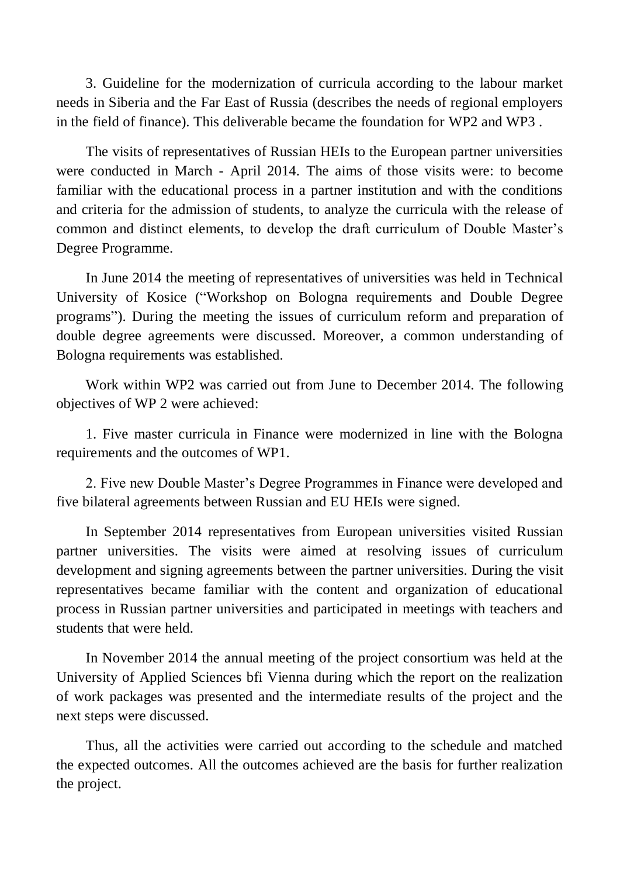3. Guideline for the modernization of curricula according to the labour market needs in Siberia and the Far East of Russia (describes the needs of regional employers in the field of finance). This deliverable became the foundation for WP2 and WP3 .

The visits of representatives of Russian HEIs to the European partner universities were conducted in March - April 2014. The aims of those visits were: to become familiar with the educational process in a partner institution and with the conditions and criteria for the admission of students, to analyze the curricula with the release of common and distinct elements, to develop the draft curriculum of Double Master's Degree Programme.

In June 2014 the meeting of representatives of universities was held in Technical University of Kosice ("Workshop on Bologna requirements and Double Degree programs"). During the meeting the issues of curriculum reform and preparation of double degree agreements were discussed. Moreover, a common understanding of Bologna requirements was established.

Work within WP2 was carried out from June to December 2014. The following objectives of WP 2 were achieved:

1. Five master curricula in Finance were modernized in line with the Bologna requirements and the outcomes of WP1.

2. Five new Double Master's Degree Programmes in Finance were developed and five bilateral agreements between Russian and EU HEIs were signed.

In September 2014 representatives from European universities visited Russian partner universities. The visits were aimed at resolving issues of curriculum development and signing agreements between the partner universities. During the visit representatives became familiar with the content and organization of educational process in Russian partner universities and participated in meetings with teachers and students that were held.

In November 2014 the annual meeting of the project consortium was held at the University of Applied Sciences bfi Vienna during which the report on the realization of work packages was presented and the intermediate results of the project and the next steps were discussed.

Thus, all the activities were carried out according to the schedule and matched the expected outcomes. All the outcomes achieved are the basis for further realization the project.